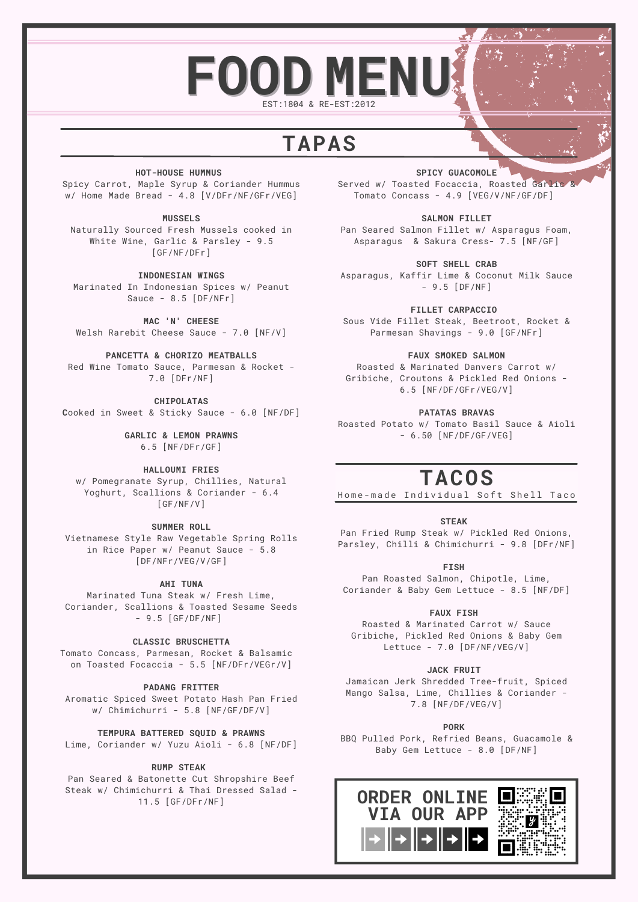# FOOD MENU

EST:1804 & RE-EST:2012

## TAPAS

**HOT-HOUSE HUMMUS**
Spicy Carrot, Maple Syrup & Coriander Hummus w/ Home Made Bread - 4.8 [V/DFr/NF/GFr/VEG]

**MUSSELS**
Naturally Sourced Fresh Mussels cooked in White Wine, Garlic & Parsley - 9.5 [GF/NF/DFr]

**INDONESIAN WINGS**
Marinated In Indonesian Spices w/ Peanut Sauce - 8.5 [DF/NFr]

**MAC 'N' CHEESE**
Welsh Rarebit Cheese Sauce - 7.0 [NF/V]

**PANCETTA & CHORIZO MEATBALLS**
Red Wine Tomato Sauce, Parmesan & Rocket - 7.0 [DFr/NF]

**CHIPOLATAS**
Cooked in Sweet & Sticky Sauce - 6.0 [NF/DF]

**GARLIC & LEMON PRAWNS**
6.5 [NF/DFr/GF]

**HALLOUMI FRIES**
w/ Pomegranate Syrup, Chillies, Natural Yoghurt, Scallions & Coriander - 6.4 [GF/NF/V]

**SUMMER ROLL**
Vietnamese Style Raw Vegetable Spring Rolls in Rice Paper w/ Peanut Sauce - 5.8 [DF/NFr/VEG/V/GF]

**AHI TUNA**
Marinated Tuna Steak w/ Fresh Lime, Coriander, Scallions & Toasted Sesame Seeds - 9.5 [GF/DF/NF]

**CLASSIC BRUSCHETTA**
Tomato Concass, Parmesan, Rocket & Balsamic on Toasted Focaccia - 5.5 [NF/DFr/VEGr/V]

**PADANG FRITTER**
Aromatic Spiced Sweet Potato Hash Pan Fried w/ Chimichurri - 5.8 [NF/GF/DF/V]

**TEMPURA BATTERED SQUID & PRAWNS**
Lime, Coriander w/ Yuzu Aioli - 6.8 [NF/DF]

**RUMP STEAK**
Pan Seared & Batonette Cut Shropshire Beef Steak w/ Chimichurri & Thai Dressed Salad - 11.5 [GF/DFr/NF]

**SPICY GUACOMOLE**
Served w/ Toasted Focaccia, Roasted Garlic & Tomato Concass - 4.9 [VEG/V/NF/GF/DF]

**SALMON FILLET**
Pan Seared Salmon Fillet w/ Asparagus Foam, Asparagus & Sakura Cress- 7.5 [NF/GF]

**SOFT SHELL CRAB**
Asparagus, Kaffir Lime & Coconut Milk Sauce - 9.5 [DF/NF]

**FILLET CARPACCIO**
Sous Vide Fillet Steak, Beetroot, Rocket & Parmesan Shavings - 9.0 [GF/NFr]

**FAUX SMOKED SALMON**
Roasted & Marinated Danvers Carrot w/ Gribiche, Croutons & Pickled Red Onions - 6.5 [NF/DF/GFr/VEG/V]

**PATATAS BRAVAS**
Roasted Potato w/ Tomato Basil Sauce & Aioli - 6.50 [NF/DF/GF/VEG]

## TACOS

Home-made Individual Soft Shell Taco

**STEAK**
Pan Fried Rump Steak w/ Pickled Red Onions, Parsley, Chilli & Chimichurri - 9.8 [DFr/NF]

**FISH**
Pan Roasted Salmon, Chipotle, Lime, Coriander & Baby Gem Lettuce - 8.5 [NF/DF]

**FAUX FISH**
Roasted & Marinated Carrot w/ Sauce Gribiche, Pickled Red Onions & Baby Gem Lettuce - 7.0 [DF/NF/VEG/V]

**JACK FRUIT**
Jamaican Jerk Shredded Tree-fruit, Spiced Mango Salsa, Lime, Chillies & Coriander - 7.8 [NF/DF/VEG/V]

**PORK**
BBQ Pulled Pork, Refried Beans, Guacamole & Baby Gem Lettuce - 8.0 [DF/NF]

ORDER ONLINE VIA OUR APP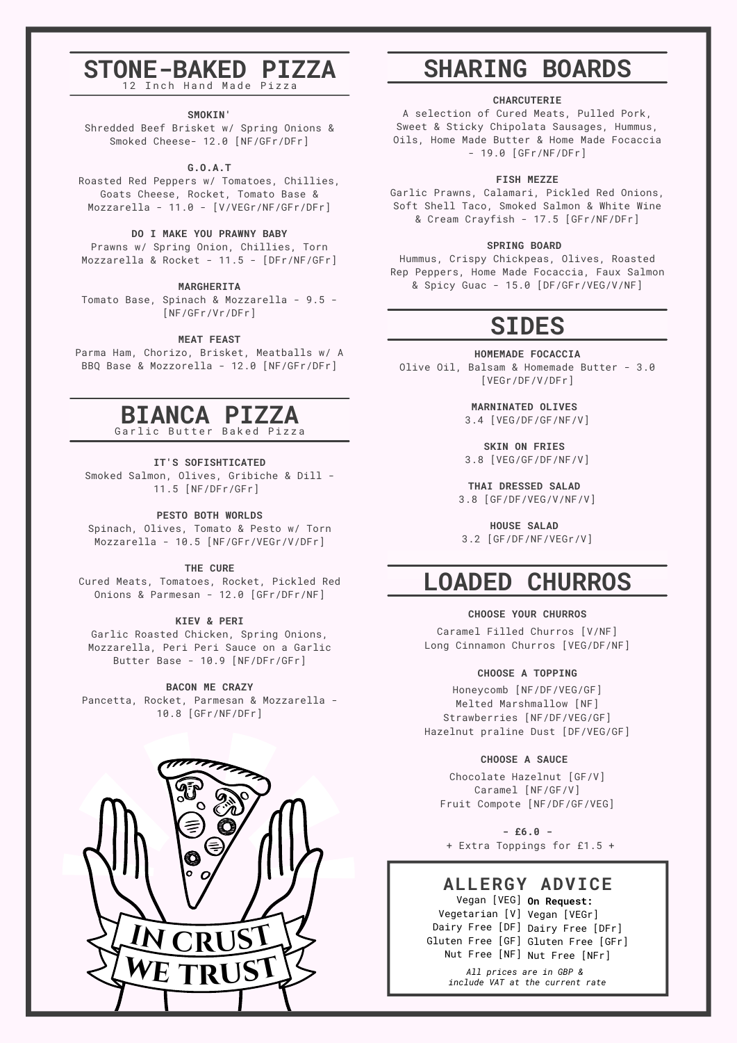# STONE-BAKED PIZZA

12 Inch Hand Made Pizza

**SMOKIN'**
Shredded Beef Brisket w/ Spring Onions & Smoked Cheese- 12.0 [NF/GFr/DFr]

**G.O.A.T**
Roasted Red Peppers w/ Tomatoes, Chillies, Goats Cheese, Rocket, Tomato Base & Mozzarella - 11.0 - [V/VEGr/NF/GFr/DFr]

**DO I MAKE YOU PRAWNY BABY**
Prawns w/ Spring Onion, Chillies, Torn Mozzarella & Rocket - 11.5 - [DFr/NF/GFr]

**MARGHERITA**
Tomato Base, Spinach & Mozzarella - 9.5 - [NF/GFr/Vr/DFr]

**MEAT FEAST**
Parma Ham, Chorizo, Brisket, Meatballs w/ A BBQ Base & Mozzorella - 12.0 [NF/GFr/DFr]

# BIANCA PIZZA

Garlic Butter Baked Pizza

**IT'S SOFISHTICATED**
Smoked Salmon, Olives, Gribiche & Dill - 11.5 [NF/DFr/GFr]

**PESTO BOTH WORLDS**
Spinach, Olives, Tomato & Pesto w/ Torn Mozzarella - 10.5 [NF/GFr/VEGr/V/DFr]

**THE CURE**
Cured Meats, Tomatoes, Rocket, Pickled Red Onions & Parmesan - 12.0 [GFr/DFr/NF]

**KIEV & PERI**
Garlic Roasted Chicken, Spring Onions, Mozzarella, Peri Peri Sauce on a Garlic Butter Base - 10.9 [NF/DFr/GFr]

**BACON ME CRAZY**
Pancetta, Rocket, Parmesan & Mozzarella - 10.8 [GFr/NF/DFr]

IN CRUST WE TRUST

# SHARING BOARDS

**CHARCUTERIE**
A selection of Cured Meats, Pulled Pork, Sweet & Sticky Chipolata Sausages, Hummus, Oils, Home Made Butter & Home Made Focaccia - 19.0 [GFr/NF/DFr]

**FISH MEZZE**
Garlic Prawns, Calamari, Pickled Red Onions, Soft Shell Taco, Smoked Salmon & White Wine & Cream Crayfish - 17.5 [GFr/NF/DFr]

**SPRING BOARD**
Hummus, Crispy Chickpeas, Olives, Roasted Rep Peppers, Home Made Focaccia, Faux Salmon & Spicy Guac - 15.0 [DF/GFr/VEG/V/NF]

# SIDES

**HOMEMADE FOCACCIA**
Olive Oil, Balsam & Homemade Butter - 3.0 [VEGr/DF/V/DFr]

**MARNINATED OLIVES**
3.4 [VEG/DF/GF/NF/V]

**SKIN ON FRIES**
3.8 [VEG/GF/DF/NF/V]

**THAI DRESSED SALAD**
3.8 [GF/DF/VEG/V/NF/V]

**HOUSE SALAD**
3.2 [GF/DF/NF/VEGr/V]

# LOADED CHURROS

**CHOOSE YOUR CHURROS**
Caramel Filled Churros [V/NF]
Long Cinnamon Churros [VEG/DF/NF]

**CHOOSE A TOPPING**
Honeycomb [NF/DF/VEG/GF]
Melted Marshmallow [NF]
Strawberries [NF/DF/VEG/GF]
Hazelnut praline Dust [DF/VEG/GF]

**CHOOSE A SAUCE**
Chocolate Hazelnut [GF/V]
Caramel [NF/GF/V]
Fruit Compote [NF/DF/GF/VEG]

**- £6.0 -**
+ Extra Toppings for £1.5 +

## ALLERGY ADVICE

| | On Request: |
|---|---|
| Vegan [VEG] | Vegan [VEGr] |
| Vegetarian [V] | Dairy Free [DFr] |
| Dairy Free [DF] | Gluten Free [GFr] |
| Gluten Free [GF] | Nut Free [NFr] |
| Nut Free [NF] | |

*All prices are in GBP & include VAT at the current rate*